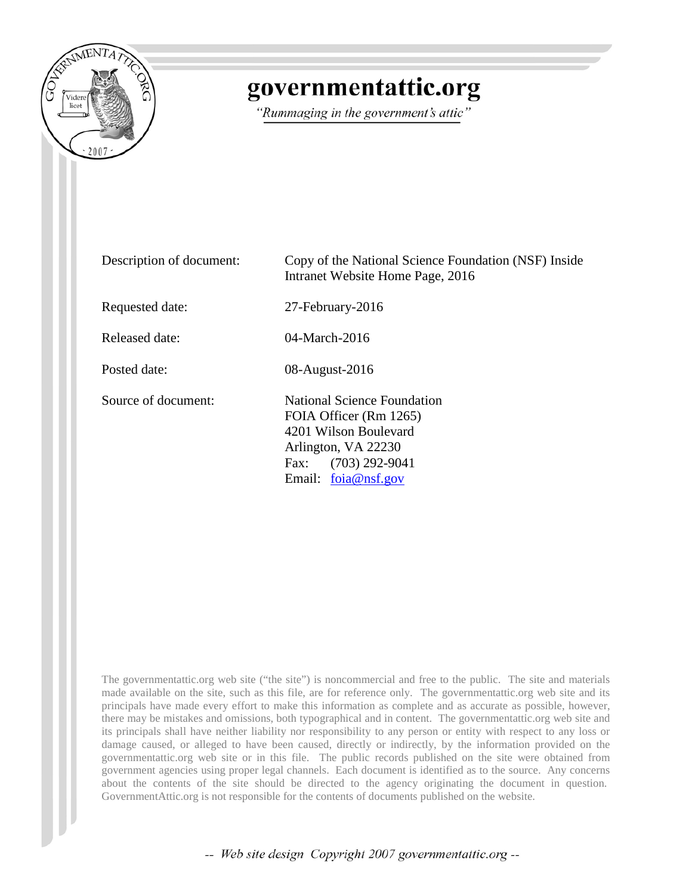# governmentattic.org

*"Rummaging in the government's attic"*

| | |
|---|---|
| Description of document: | Copy of the National Science Foundation (NSF) Inside Intranet Website Home Page, 2016 |
| Requested date: | 27-February-2016 |
| Released date: | 04-March-2016 |
| Posted date: | 08-August-2016 |
| Source of document: | National Science Foundation<br>FOIA Officer (Rm 1265)<br>4201 Wilson Boulevard<br>Arlington, VA 22230<br>Fax: (703) 292-9041<br>Email: foia@nsf.gov |

The governmentattic.org web site ("the site") is noncommercial and free to the public. The site and materials made available on the site, such as this file, are for reference only. The governmentattic.org web site and its principals have made every effort to make this information as complete and as accurate as possible, however, there may be mistakes and omissions, both typographical and in content. The governmentattic.org web site and its principals shall have neither liability nor responsibility to any person or entity with respect to any loss or damage caused, or alleged to have been caused, directly or indirectly, by the information provided on the governmentattic.org web site or in this file. The public records published on the site were obtained from government agencies using proper legal channels. Each document is identified as to the source. Any concerns about the contents of the site should be directed to the agency originating the document in question. GovernmentAttic.org is not responsible for the contents of documents published on the website.

-- Web site design Copyright 2007 governmentattic.org --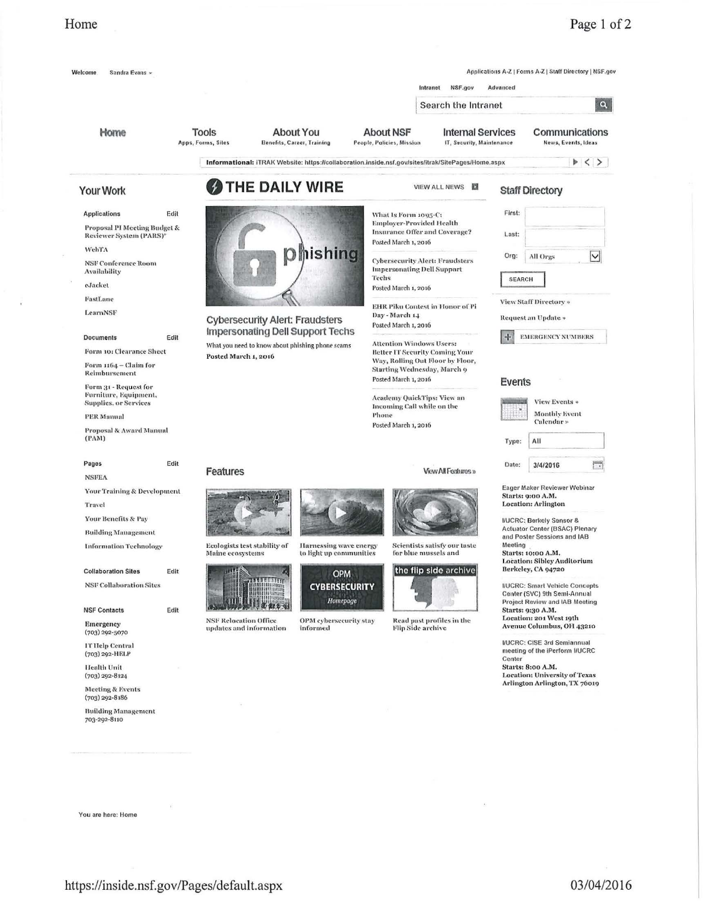Welcome Sandra Evans

Applications A-Z | Forms A-Z | Staff Directory | NSF.gov

Intranet NSF.gov Advanced

Search the Intranet

Home | Tools (Apps, Forms, Sites) | About You (Benefits, Career, Training) | About NSF (People, Policies, Mission) | Internal Services (IT, Security, Maintenance) | Communications (News, Events, Ideas)

**Informational:** iTRAK Website: https://collaboration.inside.nsf.gov/sites/itrak/SitePages/Home.aspx

## Your Work

**Applications** Edit

- Proposal PI Meeting Budget & Reviewer System (PARS)*
- WebTA
- NSF Conference Room Availability
- eJacket
- FastLane
- LearnNSF

**Documents** Edit

- Form 10: Clearance Sheet
- Form 1164 – Claim for Reimbursement
- Form 31 - Request for Furniture, Equipment, Supplies, or Services
- PER Manual
- Proposal & Award Manual (PAM)

**Pages** Edit

- NSFEA
- Your Training & Development
- Travel
- Your Benefits & Pay
- Building Management
- Information Technology

**Collaboration Sites** Edit

- NSF Collaboration Sites

**NSF Contacts** Edit

- Emergency (703) 292-5070
- IT Help Central (703) 292-HELP
- Health Unit (703) 292-8124
- Meeting & Events (703) 292-8186
- Building Management 703-292-8110

## THE DAILY WIRE

VIEW ALL NEWS

### Cybersecurity Alert: Fraudsters Impersonating Dell Support Techs

What you need to know about phishing phone scams

**Posted March 1, 2016**

What Is Form 1095-C: Employer-Provided Health Insurance Offer and Coverage?
Posted March 1, 2016

Cybersecurity Alert: Fraudsters Impersonating Dell Support Techs
Posted March 1, 2016

EHR Piku Contest in Honor of Pi Day - March 14
Posted March 1, 2016

Attention Windows Users: Better IT Security Coming Your Way, Rolling Out Floor by Floor, Starting Wednesday, March 9
Posted March 1, 2016

Academy QuickTips: View an Incoming Call while on the Phone
Posted March 1, 2016

## Features

View All Features »

- Ecologists test stability of Maine ecosystems
- Harnessing wave energy to light up communities
- Scientists satisfy our taste for blue mussels and
- NSF Relocation Office updates and information
- OPM cybersecurity stay informed
- Read past profiles in the Flip Side archive

## Staff Directory

First:

Last:

Org: All Orgs

SEARCH

View Staff Directory »

Request an Update »

EMERGENCY NUMBERS

## Events

View Events »

Monthly Event Calendar »

Type: All

Date: 3/4/2016

Eager Maker Reviewer Webinar
**Starts: 9:00 A.M.**
**Location: Arlington**

I/UCRC: Berkely Sensor & Actuator Center (BSAC) Plenary and Poster Sessions and IAB Meeting
**Starts: 10:00 A.M.**
**Location: Sibley Auditorium Berkeley, CA 94720**

I/UCRC: Smart Vehicle Concepts Center (SVC) 9th Semi-Annual Project Review and IAB Meeting
**Starts: 9:30 A.M.**
**Location: 201 West 19th Avenue Columbus, OH 43210**

I/UCRC: CISE 3rd Semiannual meeting of the iPerform I/UCRC Center
**Starts: 8:00 A.M.**
**Location: University of Texas Arlington Arlington, TX 76019**

You are here: Home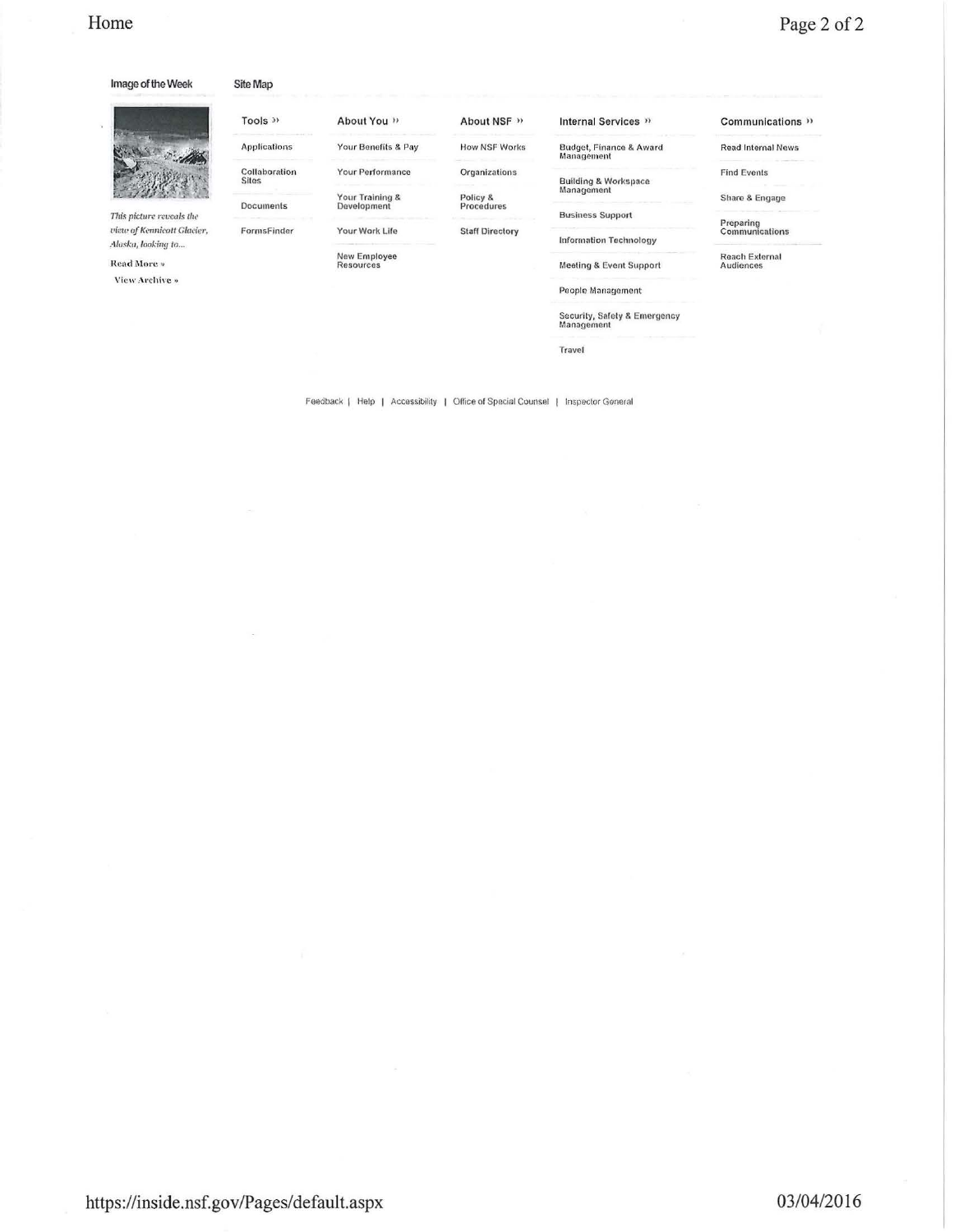## Image of the Week

*This picture reveals the view of Kennicott Glacier, Alaska, looking to...*

Read More »

View Archive »

## Site Map

### Tools »

- Applications
- Collaboration Sites
- Documents
- FormsFinder

### About You »

- Your Benefits & Pay
- Your Performance
- Your Training & Development
- Your Work Life
- New Employee Resources

### About NSF »

- How NSF Works
- Organizations
- Policy & Procedures
- Staff Directory

### Internal Services »

- Budget, Finance & Award Management
- Building & Workspace Management
- Business Support
- Information Technology
- Meeting & Event Support
- People Management
- Security, Safety & Emergency Management
- Travel

### Communications »

- Read Internal News
- Find Events
- Share & Engage
- Preparing Communications
- Reach External Audiences

Feedback | Help | Accessibility | Office of Special Counsel | Inspector General

https://inside.nsf.gov/Pages/default.aspx 03/04/2016